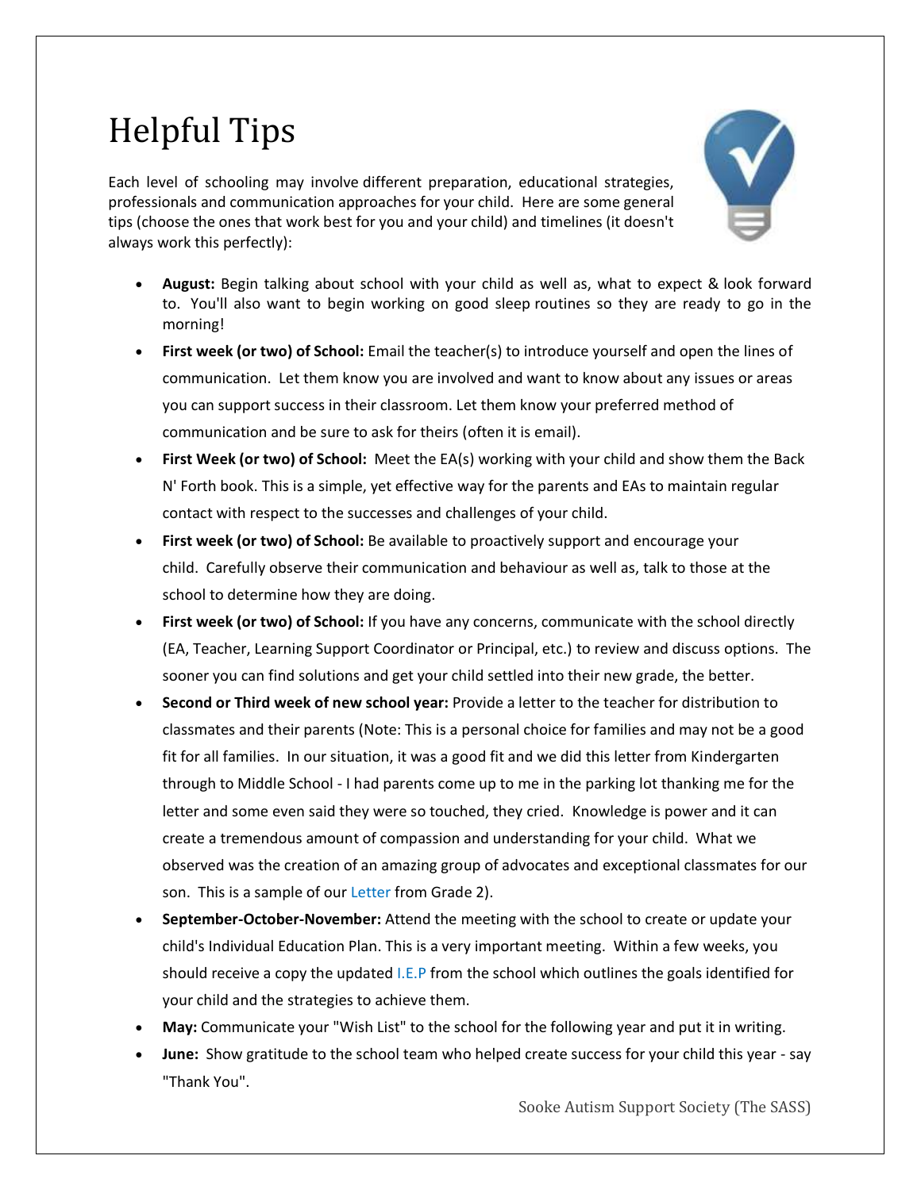# Helpful Tips

Each level of schooling may involve different preparation, educational strategies, professionals and communication approaches for your child. Here are some general tips (choose the ones that work best for you and your child) and timelines (it doesn't always work this perfectly):

- **August:** Begin talking about school with your child as well as, what to expect & look forward to. You'll also want to begin working on good sleep routines so they are ready to go in the morning!
- **First week (or two) of School:** Email the teacher(s) to introduce yourself and open the lines of communication. Let them know you are involved and want to know about any issues or areas you can support success in their classroom. Let them know your preferred method of communication and be sure to ask for theirs (often it is email).
- **First Week (or two) of School:** Meet the EA(s) working with your child and show them the Back N' Forth book. This is a simple, yet effective way for the parents and EAs to maintain regular contact with respect to the successes and challenges of your child.
- **First week (or two) of School:** Be available to proactively support and encourage your child. Carefully observe their communication and behaviour as well as, talk to those at the school to determine how they are doing.
- **First week (or two) of School:** If you have any concerns, communicate with the school directly (EA, Teacher, Learning Support Coordinator or Principal, etc.) to review and discuss options. The sooner you can find solutions and get your child settled into their new grade, the better.
- **Second or Third week of new school year:** Provide a letter to the teacher for distribution to classmates and their parents (Note: This is a personal choice for families and may not be a good fit for all families. In our situation, it was a good fit and we did this letter from Kindergarten through to Middle School - I had parents come up to me in the parking lot thanking me for the letter and some even said they were so touched, they cried. Knowledge is power and it can create a tremendous amount of compassion and understanding for your child. What we observed was the creation of an amazing group of advocates and exceptional classmates for our son. This is a sample of our Letter from Grade 2).
- **September-October-November:** Attend the meeting with the school to create or update your child's Individual Education Plan. This is a very important meeting. Within a few weeks, you should receive a copy the updated I.E.P from the school which outlines the goals identified for your child and the strategies to achieve them.
- **May:** Communicate your "Wish List" to the school for the following year and put it in writing.
- **June:** Show gratitude to the school team who helped create success for your child this year - say "Thank You".

Sooke Autism Support Society (The SASS)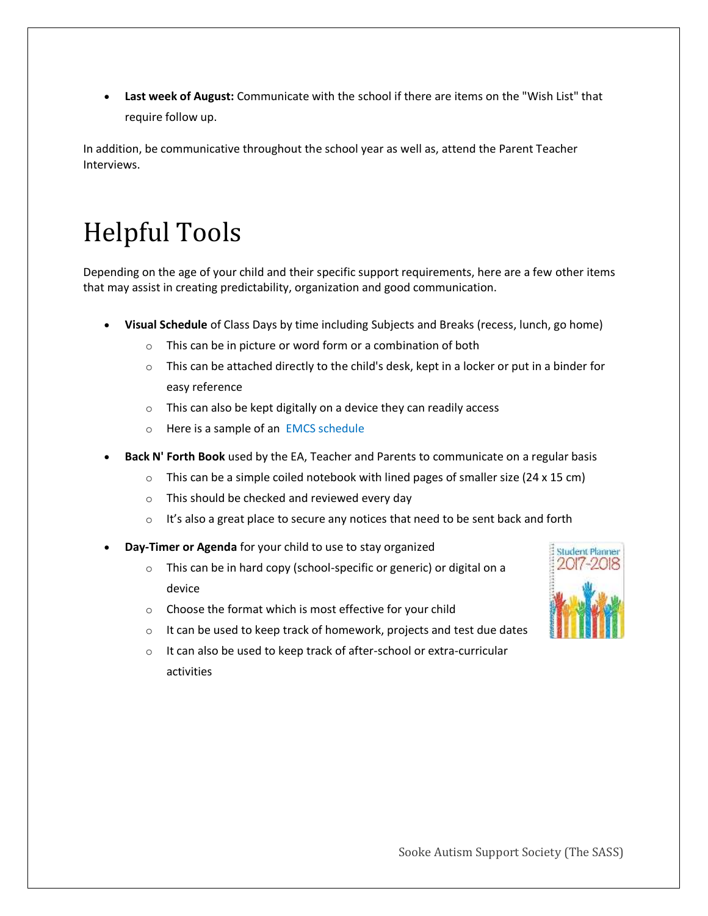- **Last week of August:** Communicate with the school if there are items on the "Wish List" that require follow up.

In addition, be communicative throughout the school year as well as, attend the Parent Teacher Interviews.

# Helpful Tools

Depending on the age of your child and their specific support requirements, here are a few other items that may assist in creating predictability, organization and good communication.

- **Visual Schedule** of Class Days by time including Subjects and Breaks (recess, lunch, go home)
  - This can be in picture or word form or a combination of both
  - This can be attached directly to the child's desk, kept in a locker or put in a binder for easy reference
  - This can also be kept digitally on a device they can readily access
  - Here is a sample of an EMCS schedule
- **Back N' Forth Book** used by the EA, Teacher and Parents to communicate on a regular basis
  - This can be a simple coiled notebook with lined pages of smaller size (24 x 15 cm)
  - This should be checked and reviewed every day
  - It's also a great place to secure any notices that need to be sent back and forth
- **Day-Timer or Agenda** for your child to use to stay organized
  - This can be in hard copy (school-specific or generic) or digital on a device
  - Choose the format which is most effective for your child
  - It can be used to keep track of homework, projects and test due dates
  - It can also be used to keep track of after-school or extra-curricular activities